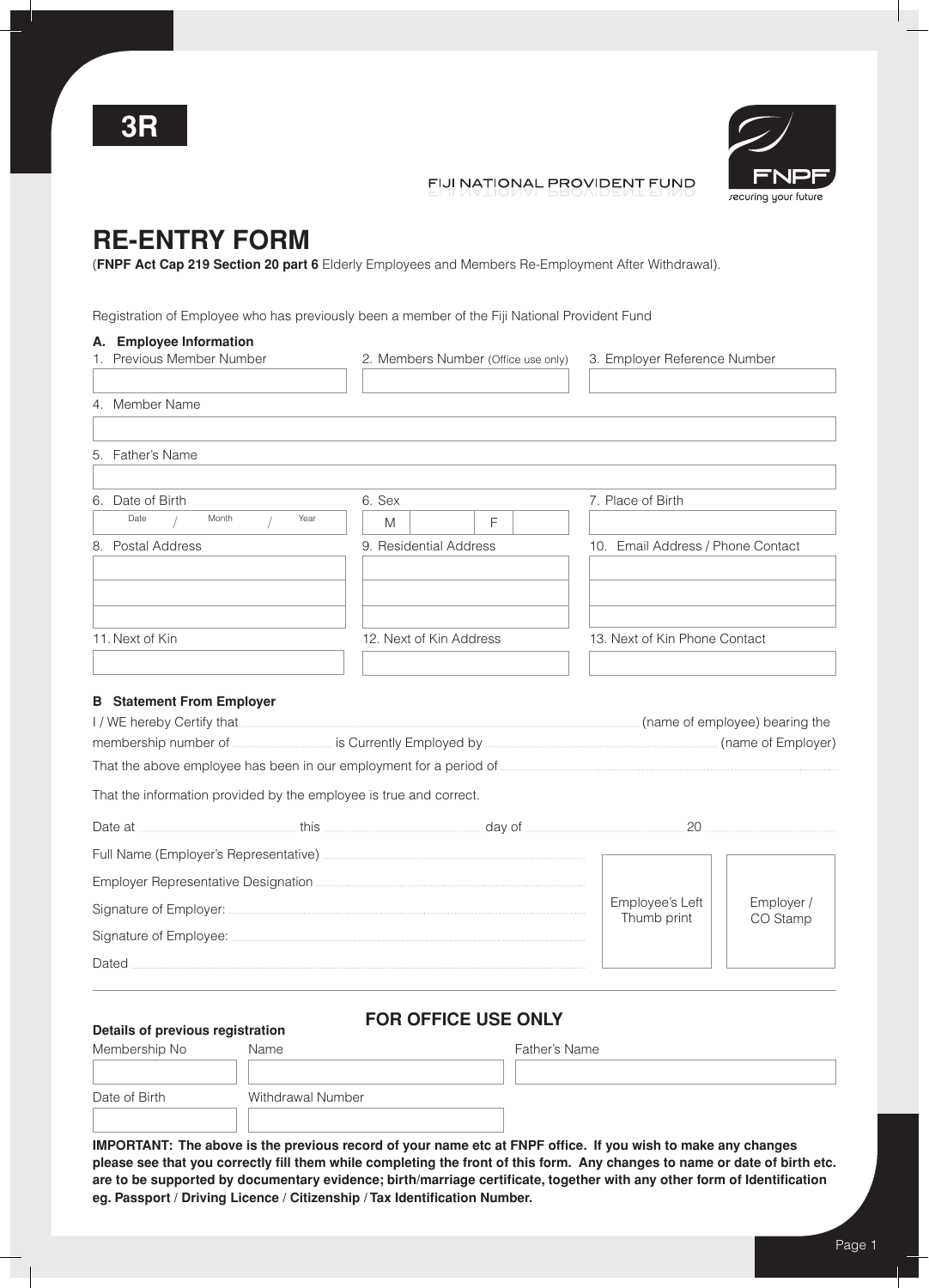3R

FIJI NATIONAL PROVIDENT FUND

FNPF
securing your future

# RE-ENTRY FORM

(**FNPF Act Cap 219 Section 20 part 6** Elderly Employees and Members Re-Employment After Withdrawal).

Registration of Employee who has previously been a member of the Fiji National Provident Fund

## A. Employee Information

| 1. Previous Member Number | 2. Members Number (Office use only) | 3. Employer Reference Number |
|---|---|---|
| | | |

4. Member Name

5. Father's Name

| 6. Date of Birth | 6. Sex | 7. Place of Birth |
|---|---|---|
| Date / Month / Year | M [ ] F [ ] | |

| 8. Postal Address | 9. Residential Address | 10. Email Address / Phone Contact |
|---|---|---|
| | | |
| | | |
| | | |

| 11. Next of Kin | 12. Next of Kin Address | 13. Next of Kin Phone Contact |
|---|---|---|
| | | |

## B Statement From Employer

I / WE hereby Certify that .................... (name of employee) bearing the membership number of .................... is Currently Employed by .................... (name of Employer)

That the above employee has been in our employment for a period of ....................

That the information provided by the employee is true and correct.

Date at .................... this .................... day of .................... 20 ....................

Full Name (Employer's Representative) ....................

Employer Representative Designation ....................

Signature of Employer: ....................

Signature of Employee: ....................

Dated ....................

| Employee's Left Thumb print | Employer / CO Stamp |
|---|---|
| | |

## FOR OFFICE USE ONLY

**Details of previous registration**

| Membership No | Name | Father's Name |
|---|---|---|
| | | |

| Date of Birth | Withdrawal Number |
|---|---|
| | |

**IMPORTANT: The above is the previous record of your name etc at FNPF office. If you wish to make any changes please see that you correctly fill them while completing the front of this form. Any changes to name or date of birth etc. are to be supported by documentary evidence; birth/marriage certificate, together with any other form of Identification eg. Passport / Driving Licence / Citizenship / Tax Identification Number.**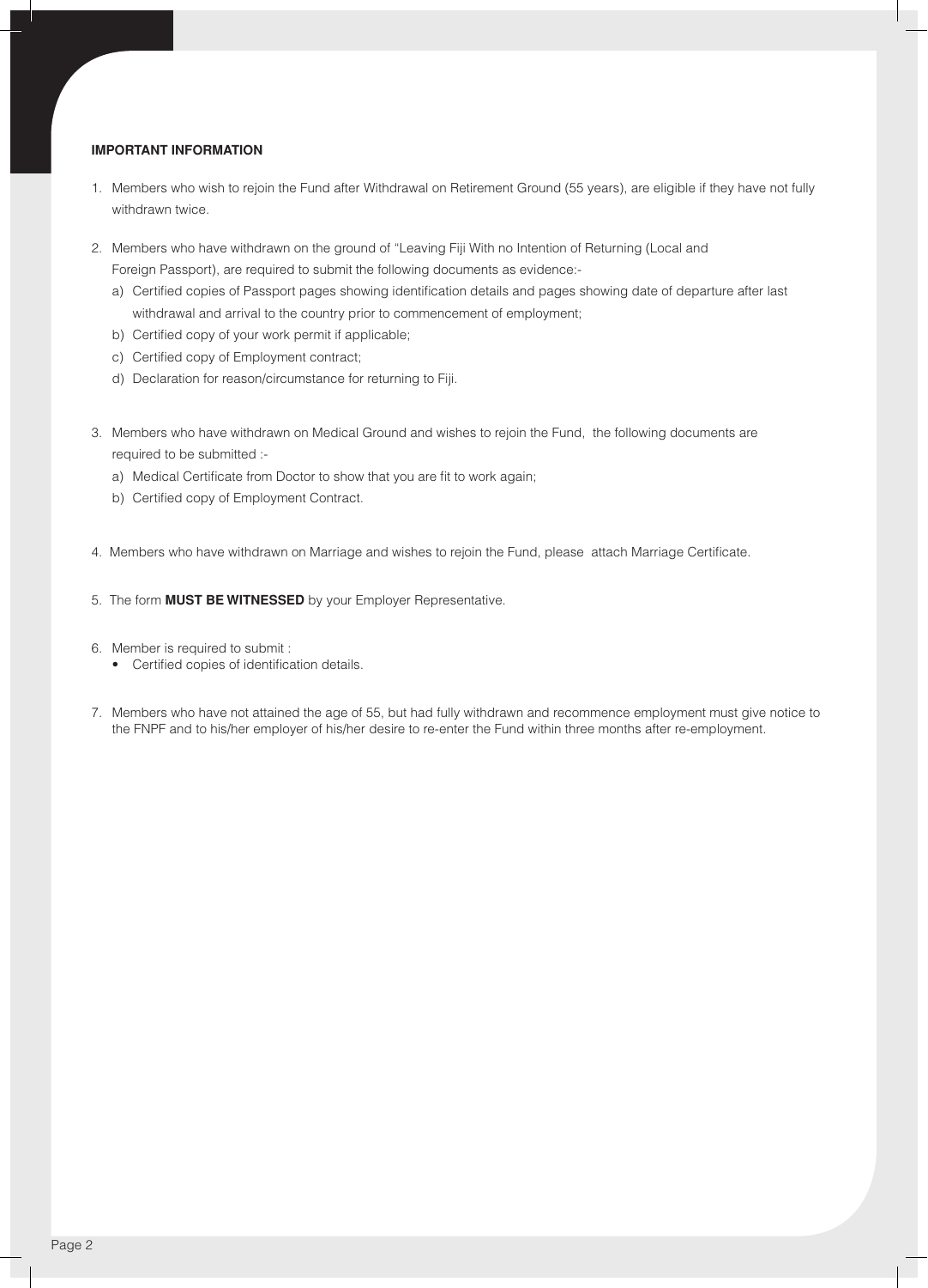**IMPORTANT INFORMATION**

1. Members who wish to rejoin the Fund after Withdrawal on Retirement Ground (55 years), are eligible if they have not fully withdrawn twice.

2. Members who have withdrawn on the ground of "Leaving Fiji With no Intention of Returning (Local and Foreign Passport), are required to submit the following documents as evidence:-
   a) Certified copies of Passport pages showing identification details and pages showing date of departure after last withdrawal and arrival to the country prior to commencement of employment;
   b) Certified copy of your work permit if applicable;
   c) Certified copy of Employment contract;
   d) Declaration for reason/circumstance for returning to Fiji.

3. Members who have withdrawn on Medical Ground and wishes to rejoin the Fund, the following documents are required to be submitted :-
   a) Medical Certificate from Doctor to show that you are fit to work again;
   b) Certified copy of Employment Contract.

4. Members who have withdrawn on Marriage and wishes to rejoin the Fund, please attach Marriage Certificate.

5. The form **MUST BE WITNESSED** by your Employer Representative.

6. Member is required to submit :
   - Certified copies of identification details.

7. Members who have not attained the age of 55, but had fully withdrawn and recommence employment must give notice to the FNPF and to his/her employer of his/her desire to re-enter the Fund within three months after re-employment.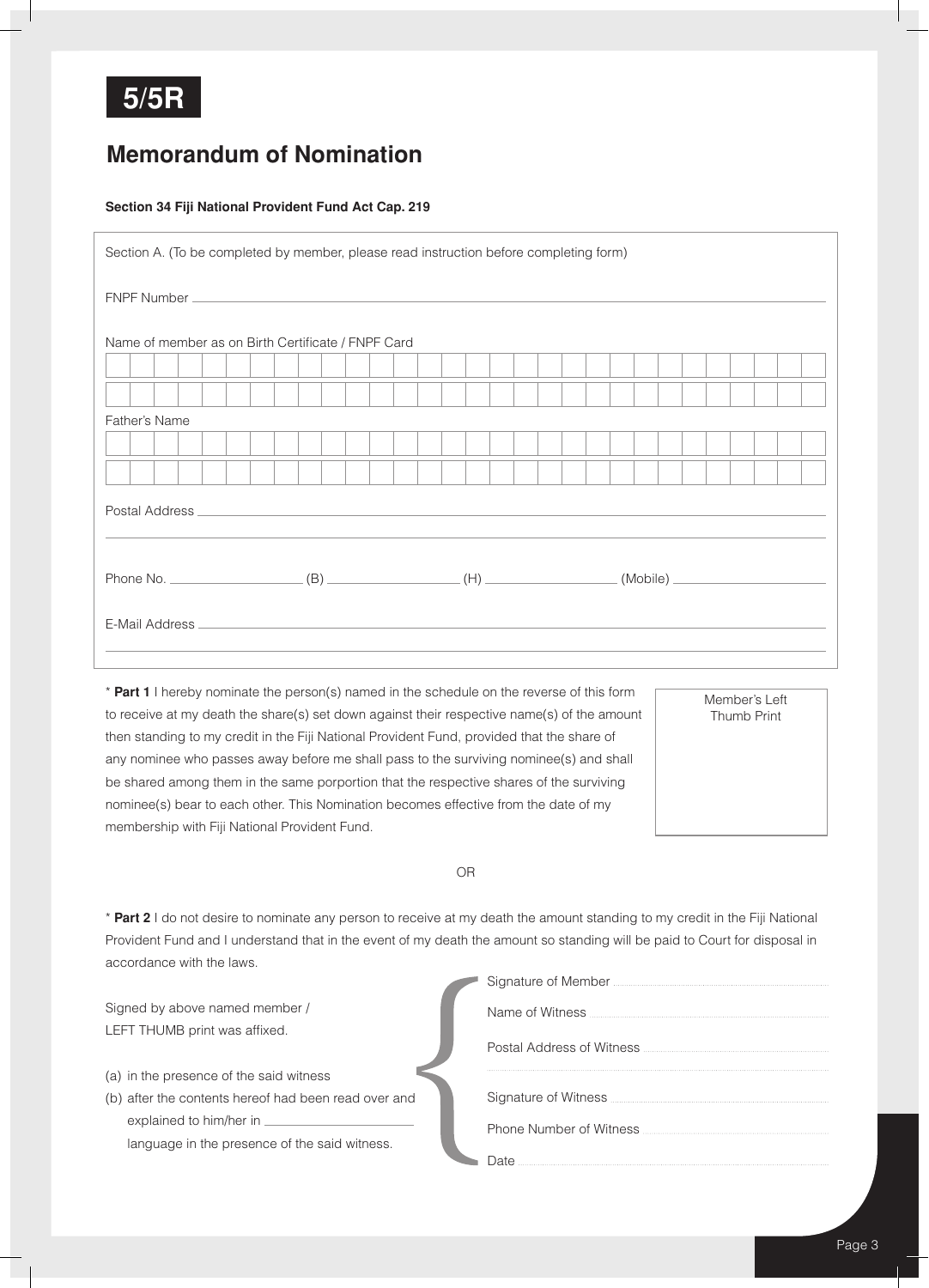**5/5R**

# Memorandum of Nomination

**Section 34 Fiji National Provident Fund Act Cap. 219**

Section A. (To be completed by member, please read instruction before completing form)

FNPF Number ______________________________

Name of member as on Birth Certificate / FNPF Card

______________________________

______________________________

Father's Name

______________________________

______________________________

Postal Address ______________________________

______________________________

Phone No. ______________ (B) ______________ (H) ______________ (Mobile) ______________

E-Mail Address ______________________________

______________________________

* **Part 1** I hereby nominate the person(s) named in the schedule on the reverse of this form to receive at my death the share(s) set down against their respective name(s) of the amount then standing to my credit in the Fiji National Provident Fund, provided that the share of any nominee who passes away before me shall pass to the surviving nominee(s) and shall be shared among them in the same porportion that the respective shares of the surviving nominee(s) bear to each other. This Nomination becomes effective from the date of my membership with Fiji National Provident Fund.

Member's Left Thumb Print

OR

* **Part 2** I do not desire to nominate any person to receive at my death the amount standing to my credit in the Fiji National Provident Fund and I understand that in the event of my death the amount so standing will be paid to Court for disposal in accordance with the laws.

Signed by above named member /
LEFT THUMB print was affixed.

(a) in the presence of the said witness
(b) after the contents hereof had been read over and explained to him/her in ______________ language in the presence of the said witness.

Signature of Member ..............................

Name of Witness ..............................

Postal Address of Witness ..............................

..............................

Signature of Witness ..............................

Phone Number of Witness ..............................

Date ..............................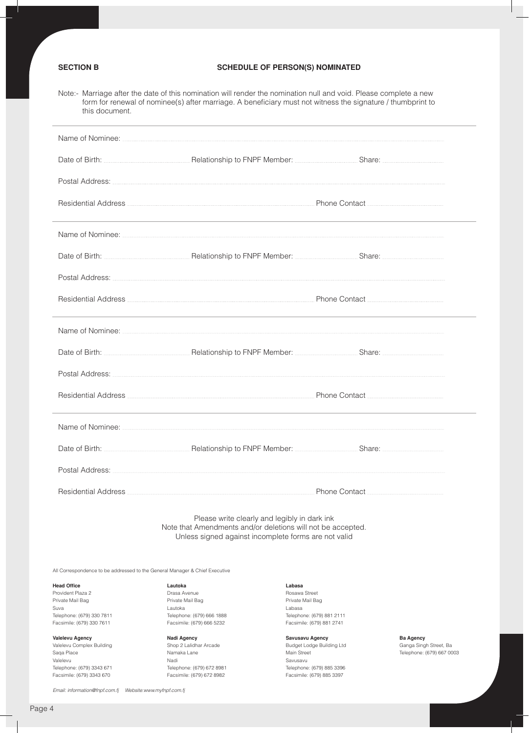**SECTION B** **SCHEDULE OF PERSON(S) NOMINATED**

Note:- Marriage after the date of this nomination will render the nomination null and void. Please complete a new form for renewal of nominee(s) after marriage. A beneficiary must not witness the signature / thumbprint to this document.

---

Name of Nominee: ..............................................................................................................................

Date of Birth: .............................. Relationship to FNPF Member: .............................. Share: ..............................

Postal Address: ..............................................................................................................................

Residential Address .............................................................................. Phone Contact ..............................

---

Name of Nominee: ..............................................................................................................................

Date of Birth: .............................. Relationship to FNPF Member: .............................. Share: ..............................

Postal Address: ..............................................................................................................................

Residential Address .............................................................................. Phone Contact ..............................

---

Name of Nominee: ..............................................................................................................................

Date of Birth: .............................. Relationship to FNPF Member: .............................. Share: ..............................

Postal Address: ..............................................................................................................................

Residential Address .............................................................................. Phone Contact ..............................

---

Name of Nominee: ..............................................................................................................................

Date of Birth: .............................. Relationship to FNPF Member: .............................. Share: ..............................

Postal Address: ..............................................................................................................................

Residential Address .............................................................................. Phone Contact ..............................

---

Please write clearly and legibly in dark ink
Note that Amendments and/or deletions will not be accepted.
Unless signed against incomplete forms are not valid

All Correspondence to be addressed to the General Manager & Chief Executive

**Head Office**
Provident Plaza 2
Private Mail Bag
Suva
Telephone: (679) 330 7811
Facsimile: (679) 330 7611

**Lautoka**
Drasa Avenue
Private Mail Bag
Lautoka
Telephone: (679) 666 1888
Facsimile: (679) 666 5232

**Labasa**
Rosawa Street
Private Mail Bag
Labasa
Telephone: (679) 881 2111
Facsimile: (679) 881 2741

**Valelevu Agency**
Valelevu Complex Building
Saqa Place
Valelevu
Telephone: (679) 3343 671
Facsimile: (679) 3343 670

**Nadi Agency**
Shop 2 Lalidhar Arcade
Namaka Lane
Nadi
Telephone: (679) 672 8981
Facsimile: (679) 672 8982

**Savusavu Agency**
Budget Lodge Building Ltd
Main Street
Savusavu
Telephone: (679) 885 3396
Facsimile: (679) 885 3397

**Ba Agency**
Ganga Singh Street, Ba
Telephone: (679) 667 0003

*Email: information@fnpf.com.fj Website:www.myfnpf.com.fj*